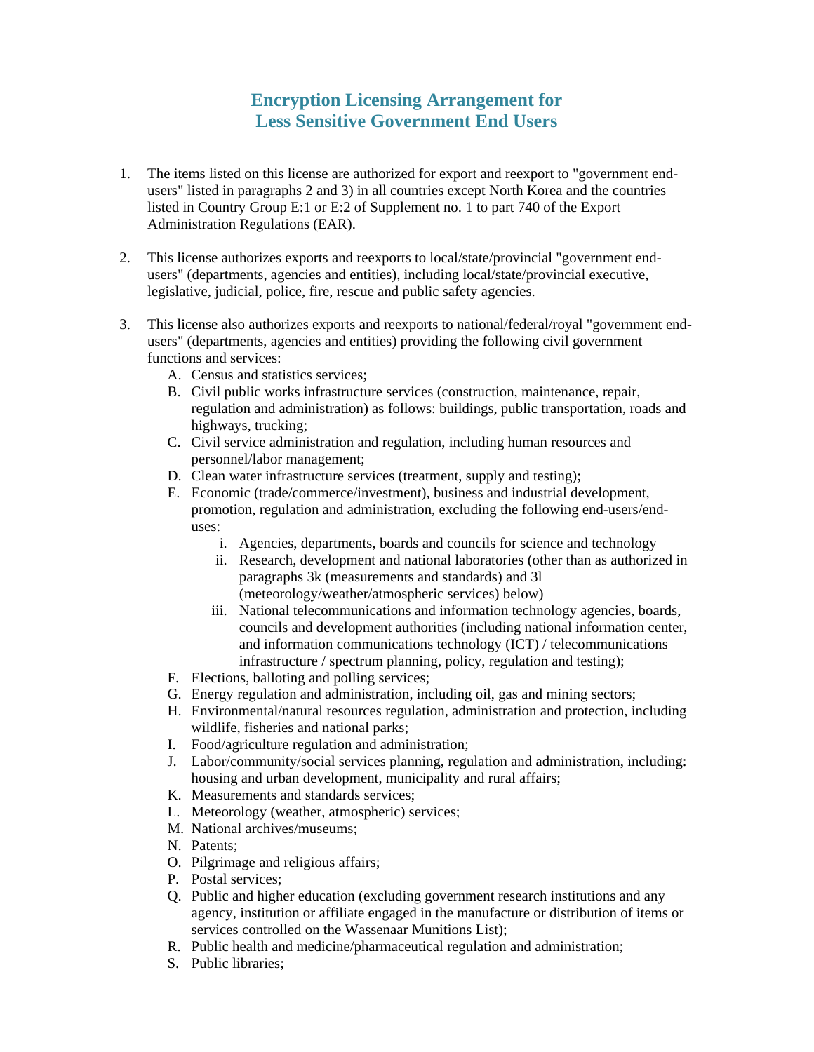# Encryption Licensing Arrangement for Less Sensitive Government End Users

1. The items listed on this license are authorized for export and reexport to "government end-users" listed in paragraphs 2 and 3) in all countries except North Korea and the countries listed in Country Group E:1 or E:2 of Supplement no. 1 to part 740 of the Export Administration Regulations (EAR).

2. This license authorizes exports and reexports to local/state/provincial "government end-users" (departments, agencies and entities), including local/state/provincial executive, legislative, judicial, police, fire, rescue and public safety agencies.

3. This license also authorizes exports and reexports to national/federal/royal "government end-users" (departments, agencies and entities) providing the following civil government functions and services:
   - A. Census and statistics services;
   - B. Civil public works infrastructure services (construction, maintenance, repair, regulation and administration) as follows: buildings, public transportation, roads and highways, trucking;
   - C. Civil service administration and regulation, including human resources and personnel/labor management;
   - D. Clean water infrastructure services (treatment, supply and testing);
   - E. Economic (trade/commerce/investment), business and industrial development, promotion, regulation and administration, excluding the following end-users/end-uses:
     - i. Agencies, departments, boards and councils for science and technology
     - ii. Research, development and national laboratories (other than as authorized in paragraphs 3k (measurements and standards) and 3l (meteorology/weather/atmospheric services) below)
     - iii. National telecommunications and information technology agencies, boards, councils and development authorities (including national information center, and information communications technology (ICT) / telecommunications infrastructure / spectrum planning, policy, regulation and testing);
   - F. Elections, balloting and polling services;
   - G. Energy regulation and administration, including oil, gas and mining sectors;
   - H. Environmental/natural resources regulation, administration and protection, including wildlife, fisheries and national parks;
   - I. Food/agriculture regulation and administration;
   - J. Labor/community/social services planning, regulation and administration, including: housing and urban development, municipality and rural affairs;
   - K. Measurements and standards services;
   - L. Meteorology (weather, atmospheric) services;
   - M. National archives/museums;
   - N. Patents;
   - O. Pilgrimage and religious affairs;
   - P. Postal services;
   - Q. Public and higher education (excluding government research institutions and any agency, institution or affiliate engaged in the manufacture or distribution of items or services controlled on the Wassenaar Munitions List);
   - R. Public health and medicine/pharmaceutical regulation and administration;
   - S. Public libraries;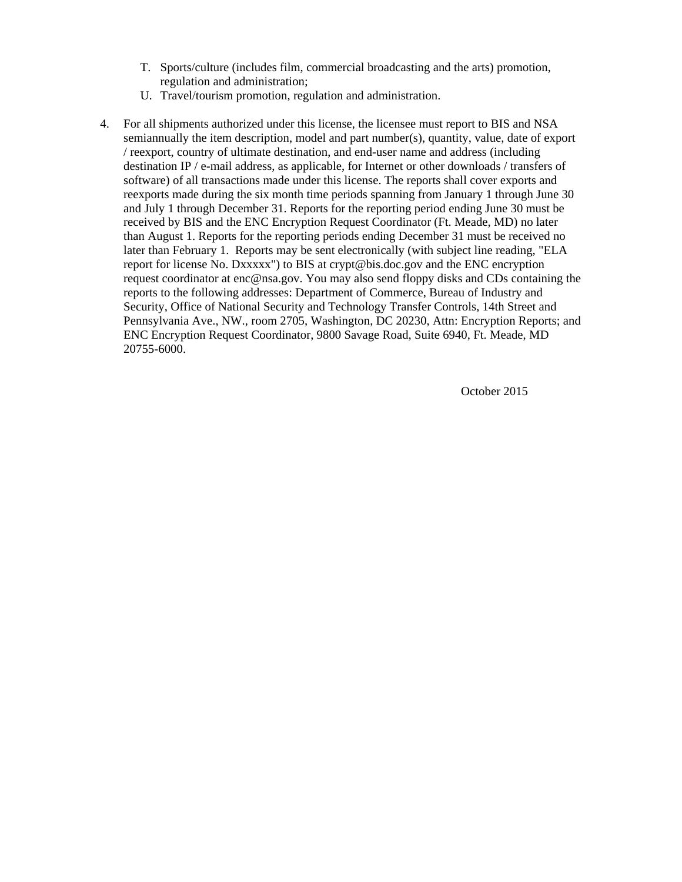T. Sports/culture (includes film, commercial broadcasting and the arts) promotion, regulation and administration;
U. Travel/tourism promotion, regulation and administration.

4. For all shipments authorized under this license, the licensee must report to BIS and NSA semiannually the item description, model and part number(s), quantity, value, date of export / reexport, country of ultimate destination, and end-user name and address (including destination IP / e-mail address, as applicable, for Internet or other downloads / transfers of software) of all transactions made under this license. The reports shall cover exports and reexports made during the six month time periods spanning from January 1 through June 30 and July 1 through December 31. Reports for the reporting period ending June 30 must be received by BIS and the ENC Encryption Request Coordinator (Ft. Meade, MD) no later than August 1. Reports for the reporting periods ending December 31 must be received no later than February 1. Reports may be sent electronically (with subject line reading, "ELA report for license No. Dxxxxx") to BIS at crypt@bis.doc.gov and the ENC encryption request coordinator at enc@nsa.gov. You may also send floppy disks and CDs containing the reports to the following addresses: Department of Commerce, Bureau of Industry and Security, Office of National Security and Technology Transfer Controls, 14th Street and Pennsylvania Ave., NW., room 2705, Washington, DC 20230, Attn: Encryption Reports; and ENC Encryption Request Coordinator, 9800 Savage Road, Suite 6940, Ft. Meade, MD 20755-6000.

October 2015